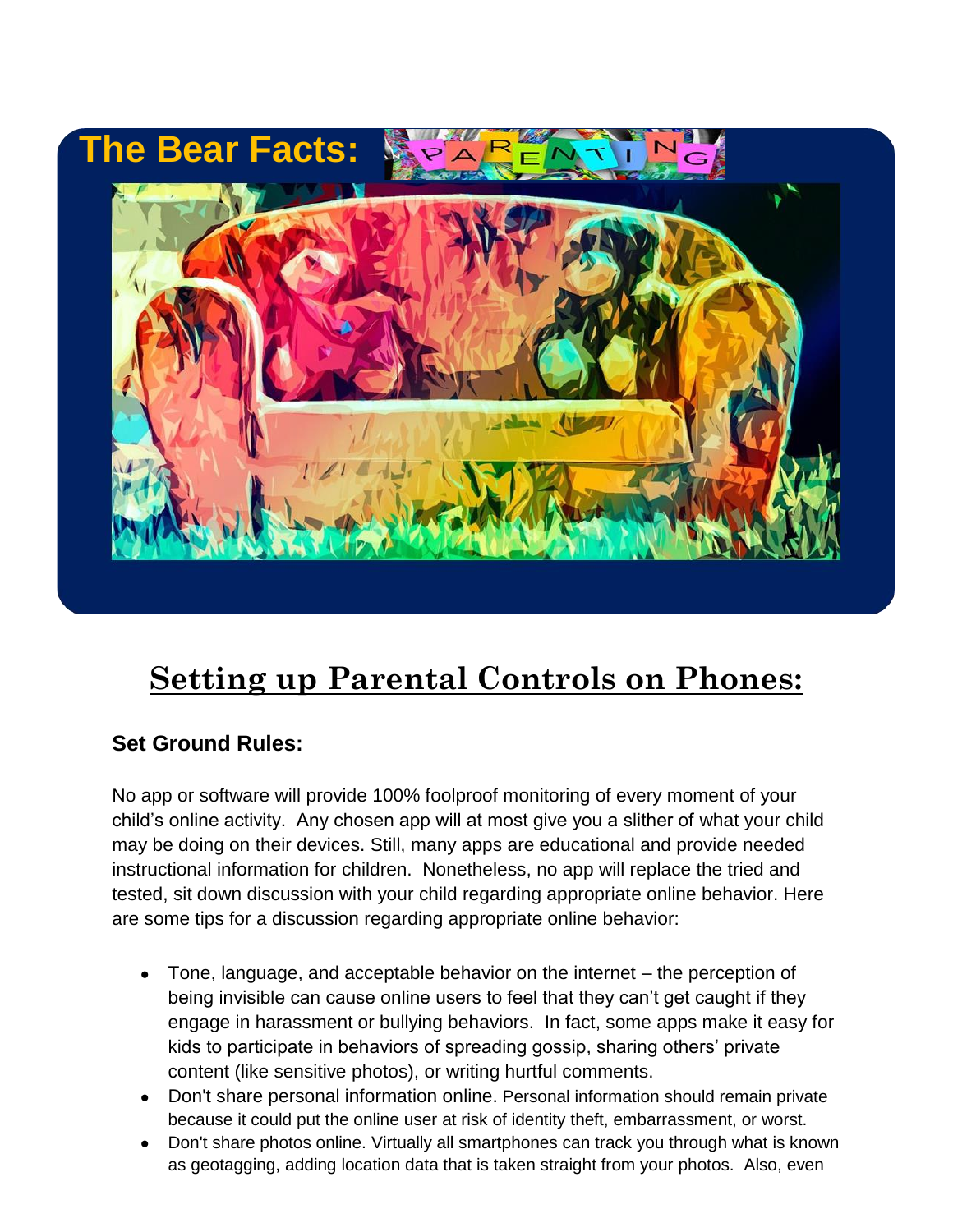# The Bear Facts: PARENTING

## Setting up Parental Controls on Phones:

### Set Ground Rules:

No app or software will provide 100% foolproof monitoring of every moment of your child's online activity. Any chosen app will at most give you a slither of what your child may be doing on their devices. Still, many apps are educational and provide needed instructional information for children. Nonetheless, no app will replace the tried and tested, sit down discussion with your child regarding appropriate online behavior. Here are some tips for a discussion regarding appropriate online behavior:

- Tone, language, and acceptable behavior on the internet – the perception of being invisible can cause online users to feel that they can't get caught if they engage in harassment or bullying behaviors. In fact, some apps make it easy for kids to participate in behaviors of spreading gossip, sharing others' private content (like sensitive photos), or writing hurtful comments.
- Don't share personal information online. Personal information should remain private because it could put the online user at risk of identity theft, embarrassment, or worst.
- Don't share photos online. Virtually all smartphones can track you through what is known as geotagging, adding location data that is taken straight from your photos. Also, even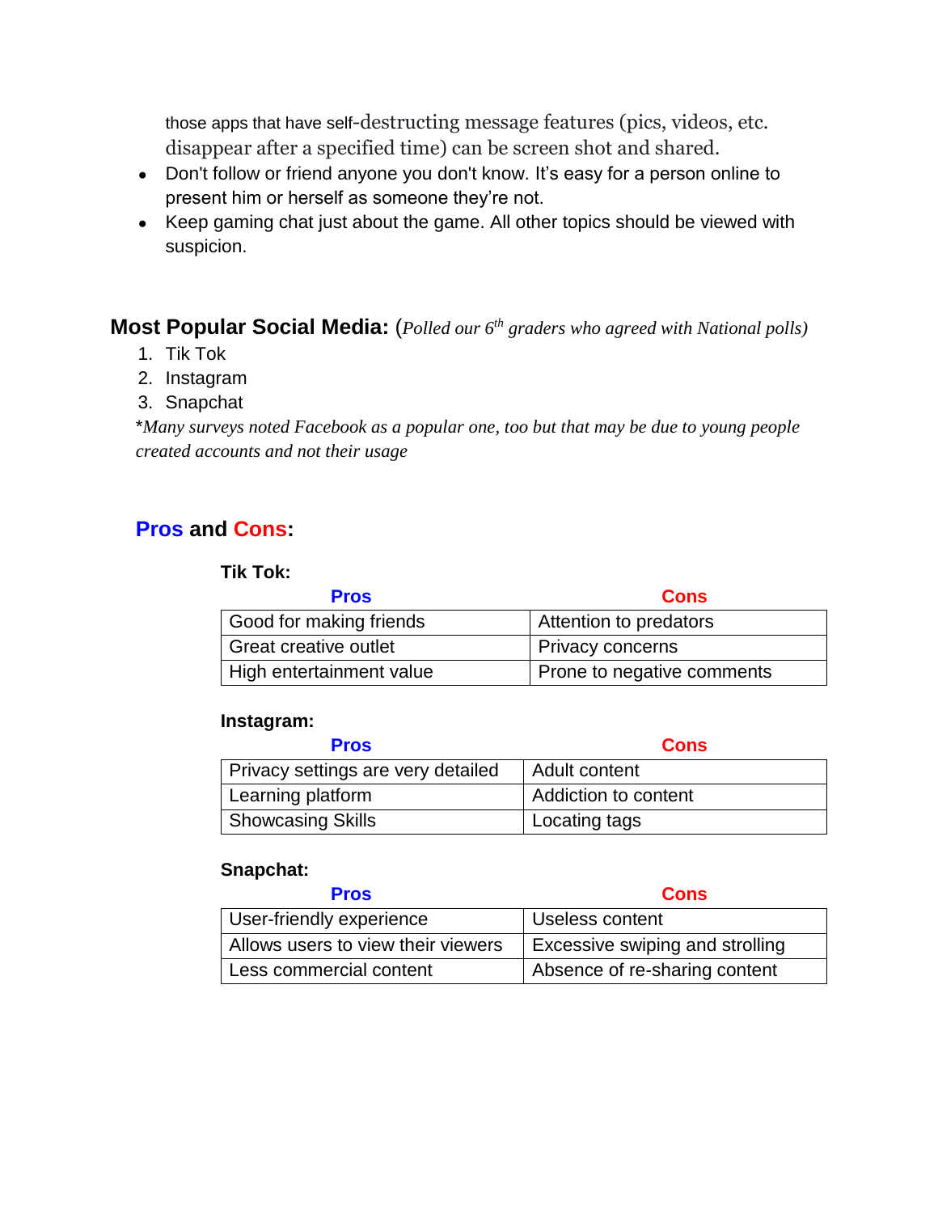those apps that have self-destructing message features (pics, videos, etc. disappear after a specified time) can be screen shot and shared.

- Don't follow or friend anyone you don't know. It's easy for a person online to present him or herself as someone they're not.
- Keep gaming chat just about the game. All other topics should be viewed with suspicion.

## Most Popular Social Media: (*Polled our 6th graders who agreed with National polls*)

1. Tik Tok
2. Instagram
3. Snapchat

*\*Many surveys noted Facebook as a popular one, too but that may be due to young people created accounts and not their usage*

## Pros and Cons:

**Tik Tok:**

| Pros | Cons |
| --- | --- |
| Good for making friends | Attention to predators |
| Great creative outlet | Privacy concerns |
| High entertainment value | Prone to negative comments |

**Instagram:**

| Pros | Cons |
| --- | --- |
| Privacy settings are very detailed | Adult content |
| Learning platform | Addiction to content |
| Showcasing Skills | Locating tags |

**Snapchat:**

| Pros | Cons |
| --- | --- |
| User-friendly experience | Useless content |
| Allows users to view their viewers | Excessive swiping and strolling |
| Less commercial content | Absence of re-sharing content |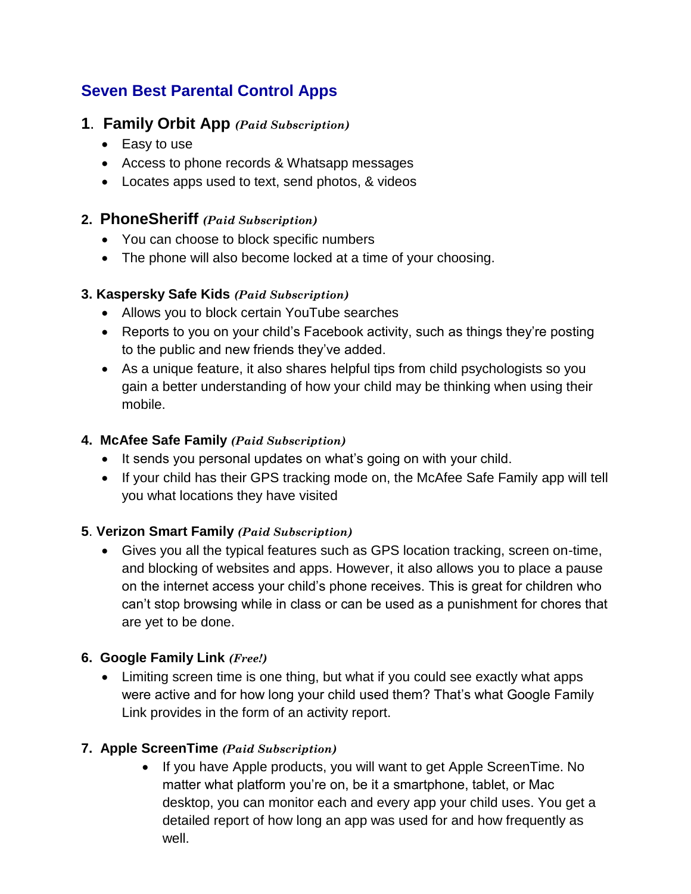## Seven Best Parental Control Apps

### 1. Family Orbit App *(Paid Subscription)*

- Easy to use
- Access to phone records & Whatsapp messages
- Locates apps used to text, send photos, & videos

### 2. PhoneSheriff *(Paid Subscription)*

- You can choose to block specific numbers
- The phone will also become locked at a time of your choosing.

### 3. Kaspersky Safe Kids *(Paid Subscription)*

- Allows you to block certain YouTube searches
- Reports to you on your child's Facebook activity, such as things they're posting to the public and new friends they've added.
- As a unique feature, it also shares helpful tips from child psychologists so you gain a better understanding of how your child may be thinking when using their mobile.

### 4. McAfee Safe Family *(Paid Subscription)*

- It sends you personal updates on what's going on with your child.
- If your child has their GPS tracking mode on, the McAfee Safe Family app will tell you what locations they have visited

### 5. Verizon Smart Family *(Paid Subscription)*

- Gives you all the typical features such as GPS location tracking, screen on-time, and blocking of websites and apps. However, it also allows you to place a pause on the internet access your child's phone receives. This is great for children who can't stop browsing while in class or can be used as a punishment for chores that are yet to be done.

### 6. Google Family Link *(Free!)*

- Limiting screen time is one thing, but what if you could see exactly what apps were active and for how long your child used them? That's what Google Family Link provides in the form of an activity report.

### 7. Apple ScreenTime *(Paid Subscription)*

- If you have Apple products, you will want to get Apple ScreenTime. No matter what platform you're on, be it a smartphone, tablet, or Mac desktop, you can monitor each and every app your child uses. You get a detailed report of how long an app was used for and how frequently as well.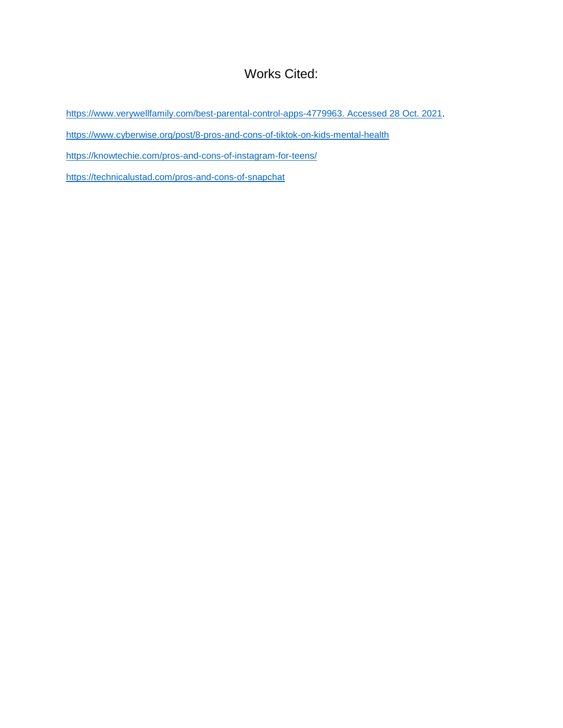# Works Cited:

https://www.verywellfamily.com/best-parental-control-apps-4779963. Accessed 28 Oct. 2021.

https://www.cyberwise.org/post/8-pros-and-cons-of-tiktok-on-kids-mental-health

https://knowtechie.com/pros-and-cons-of-instagram-for-teens/

https://technicalustad.com/pros-and-cons-of-snapchat